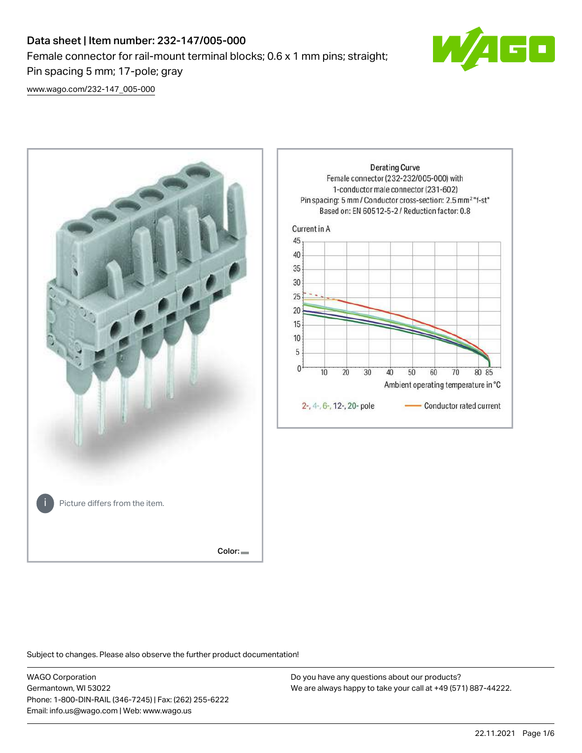# Data sheet | Item number: 232-147/005-000

Female connector for rail-mount terminal blocks; 0.6 x 1 mm pins; straight; Pin spacing 5 mm; 17-pole; gray

www.wago.com/232-147_005-000

Picture differs from the item.

Color:

Derating Curve
Female connector (232-232/005-000) with
1-conductor male connector (231-602)
Pin spacing: 5 mm / Conductor cross-section: 2.5 mm² "f-st"
Based on: EN 60512-5-2 / Reduction factor: 0.8

Current in A

Ambient operating temperature in °C

2-, 4-, 6-, 12-, 20- pole — Conductor rated current

Subject to changes. Please also observe the further product documentation!

WAGO Corporation
Germantown, WI 53022
Phone: 1-800-DIN-RAIL (346-7245) | Fax: (262) 255-6222
Email: info.us@wago.com | Web: www.wago.us

Do you have any questions about our products?
We are always happy to take your call at +49 (571) 887-44222.

22.11.2021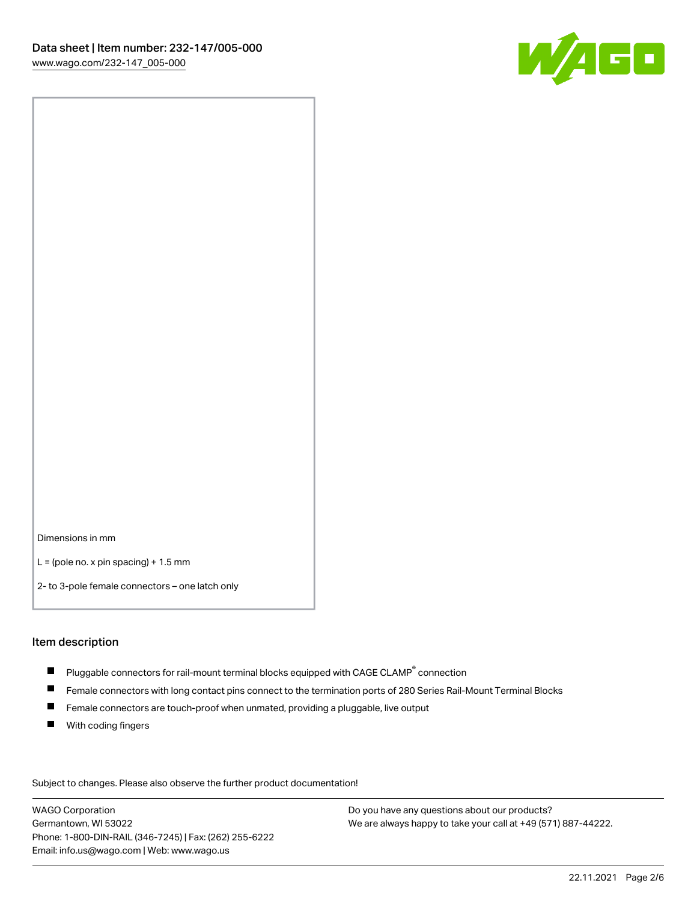Dimensions in mm

L = (pole no. x pin spacing) + 1.5 mm

2- to 3-pole female connectors – one latch only

## Item description

- Pluggable connectors for rail-mount terminal blocks equipped with CAGE CLAMP® connection
- Female connectors with long contact pins connect to the termination ports of 280 Series Rail-Mount Terminal Blocks
- Female connectors are touch-proof when unmated, providing a pluggable, live output
- With coding fingers

Subject to changes. Please also observe the further product documentation!

WAGO Corporation
Germantown, WI 53022
Phone: 1-800-DIN-RAIL (346-7245) | Fax: (262) 255-6222
Email: info.us@wago.com | Web: www.wago.us

Do you have any questions about our products?
We are always happy to take your call at +49 (571) 887-44222.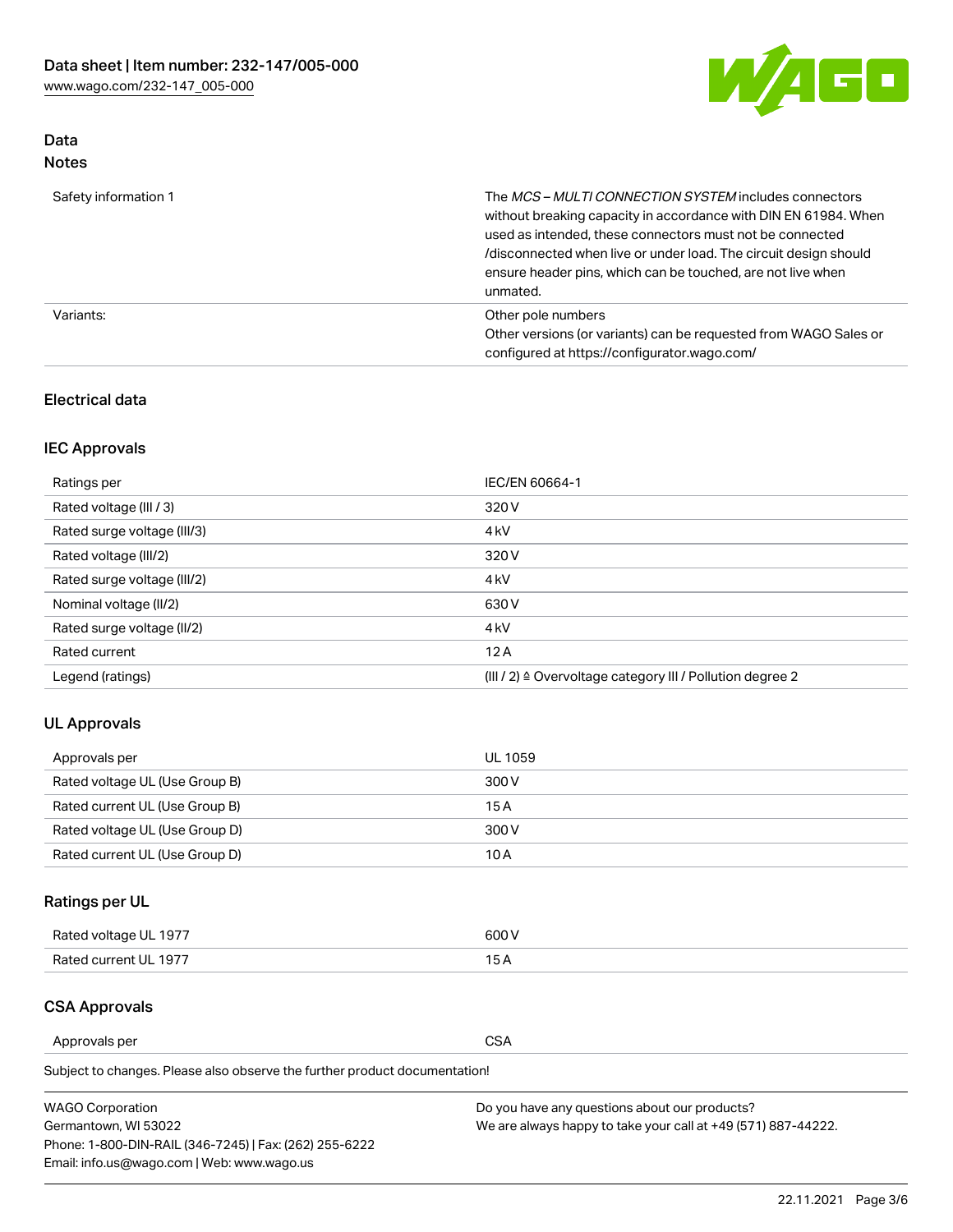## Data

### Notes

| | |
|---|---|
| Safety information 1 | The *MCS – MULTI CONNECTION SYSTEM* includes connectors without breaking capacity in accordance with DIN EN 61984. When used as intended, these connectors must not be connected /disconnected when live or under load. The circuit design should ensure header pins, which can be touched, are not live when unmated. |
| Variants: | Other pole numbers<br>Other versions (or variants) can be requested from WAGO Sales or configured at https://configurator.wago.com/ |

### Electrical data

#### IEC Approvals

| | |
|---|---|
| Ratings per | IEC/EN 60664-1 |
| Rated voltage (III / 3) | 320 V |
| Rated surge voltage (III/3) | 4 kV |
| Rated voltage (III/2) | 320 V |
| Rated surge voltage (III/2) | 4 kV |
| Nominal voltage (II/2) | 630 V |
| Rated surge voltage (II/2) | 4 kV |
| Rated current | 12 A |
| Legend (ratings) | (III / 2) ≙ Overvoltage category III / Pollution degree 2 |

#### UL Approvals

| | |
|---|---|
| Approvals per | UL 1059 |
| Rated voltage UL (Use Group B) | 300 V |
| Rated current UL (Use Group B) | 15 A |
| Rated voltage UL (Use Group D) | 300 V |
| Rated current UL (Use Group D) | 10 A |

#### Ratings per UL

| | |
|---|---|
| Rated voltage UL 1977 | 600 V |
| Rated current UL 1977 | 15 A |

#### CSA Approvals

| | |
|---|---|
| Approvals per | CSA |

Subject to changes. Please also observe the further product documentation!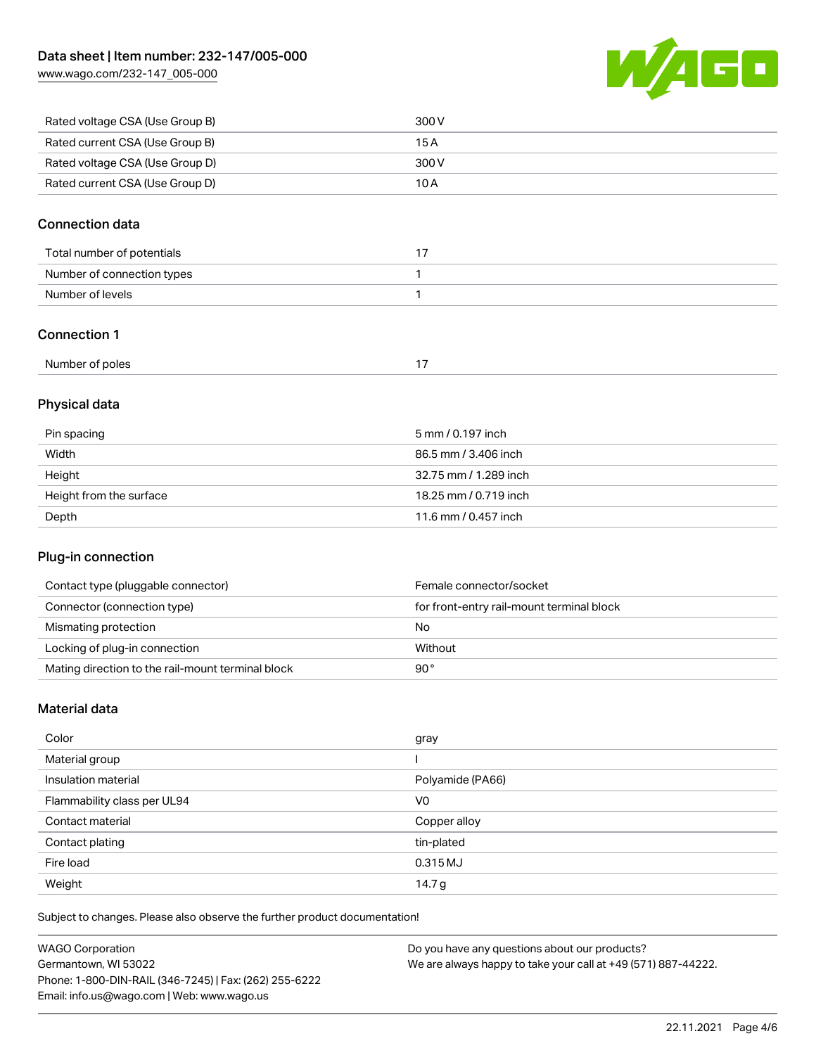| | |
|---|---|
| Rated voltage CSA (Use Group B) | 300 V |
| Rated current CSA (Use Group B) | 15 A |
| Rated voltage CSA (Use Group D) | 300 V |
| Rated current CSA (Use Group D) | 10 A |

## Connection data

| | |
|---|---|
| Total number of potentials | 17 |
| Number of connection types | 1 |
| Number of levels | 1 |

## Connection 1

| | |
|---|---|
| Number of poles | 17 |

## Physical data

| | |
|---|---|
| Pin spacing | 5 mm / 0.197 inch |
| Width | 86.5 mm / 3.406 inch |
| Height | 32.75 mm / 1.289 inch |
| Height from the surface | 18.25 mm / 0.719 inch |
| Depth | 11.6 mm / 0.457 inch |

## Plug-in connection

| | |
|---|---|
| Contact type (pluggable connector) | Female connector/socket |
| Connector (connection type) | for front-entry rail-mount terminal block |
| Mismating protection | No |
| Locking of plug-in connection | Without |
| Mating direction to the rail-mount terminal block | 90 ° |

## Material data

| | |
|---|---|
| Color | gray |
| Material group | I |
| Insulation material | Polyamide (PA66) |
| Flammability class per UL94 | V0 |
| Contact material | Copper alloy |
| Contact plating | tin-plated |
| Fire load | 0.315 MJ |
| Weight | 14.7 g |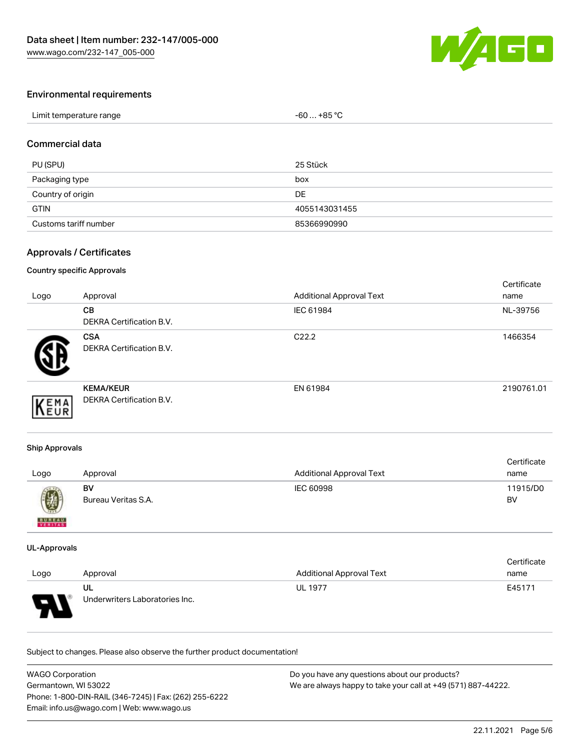## Environmental requirements

| Limit temperature range | -60 … +85 °C |
|---|---|

## Commercial data

| PU (SPU) | 25 Stück |
|---|---|
| Packaging type | box |
| Country of origin | DE |
| GTIN | 4055143031455 |
| Customs tariff number | 85366990990 |

## Approvals / Certificates

### Country specific Approvals

| Logo | Approval | Additional Approval Text | Certificate name |
|---|---|---|---|
| | **CB**<br>DEKRA Certification B.V. | IEC 61984 | NL-39756 |
| | **CSA**<br>DEKRA Certification B.V. | C22.2 | 1466354 |
| | **KEMA/KEUR**<br>DEKRA Certification B.V. | EN 61984 | 2190761.01 |

### Ship Approvals

| Logo | Approval | Additional Approval Text | Certificate name |
|---|---|---|---|
| | **BV**<br>Bureau Veritas S.A. | IEC 60998 | 11915/D0 BV |

### UL-Approvals

| Logo | Approval | Additional Approval Text | Certificate name |
|---|---|---|---|
| | **UL**<br>Underwriters Laboratories Inc. | UL 1977 | E45171 |

Subject to changes. Please also observe the further product documentation!

WAGO Corporation
Germantown, WI 53022
Phone: 1-800-DIN-RAIL (346-7245) | Fax: (262) 255-6222
Email: info.us@wago.com | Web: www.wago.us

Do you have any questions about our products?
We are always happy to take your call at +49 (571) 887-44222.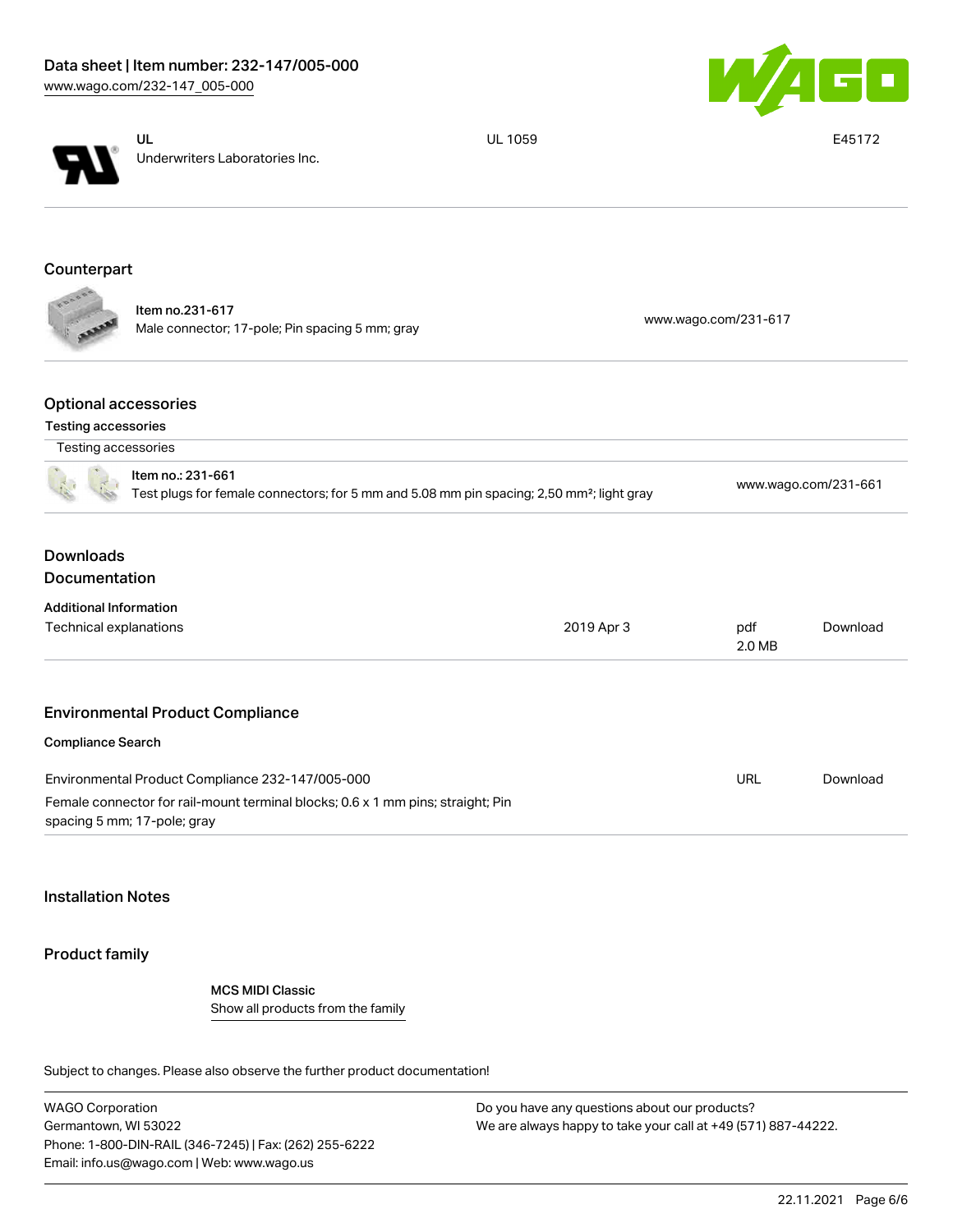| | | | |
|---|---|---|---|
| UL | Underwriters Laboratories Inc. | UL 1059 | E45172 |

## Counterpart

| | |
|---|---|
| Item no.231-617<br>Male connector; 17-pole; Pin spacing 5 mm; gray | www.wago.com/231-617 |

## Optional accessories

**Testing accessories**

Testing accessories

| | |
|---|---|
| Item no.: 231-661<br>Test plugs for female connectors; for 5 mm and 5.08 mm pin spacing; 2,50 mm²; light gray | www.wago.com/231-661 |

## Downloads

## Documentation

**Additional Information**

| | | | |
|---|---|---|---|
| Technical explanations | 2019 Apr 3 | pdf<br>2.0 MB | Download |

## Environmental Product Compliance

**Compliance Search**

| | | |
|---|---|---|
| Environmental Product Compliance 232-147/005-000<br>Female connector for rail-mount terminal blocks; 0.6 x 1 mm pins; straight; Pin spacing 5 mm; 17-pole; gray | URL | Download |

## Installation Notes

## Product family

MCS MIDI Classic
Show all products from the family

Subject to changes. Please also observe the further product documentation!

WAGO Corporation
Germantown, WI 53022
Phone: 1-800-DIN-RAIL (346-7245) | Fax: (262) 255-6222
Email: info.us@wago.com | Web: www.wago.us

Do you have any questions about our products?
We are always happy to take your call at +49 (571) 887-44222.